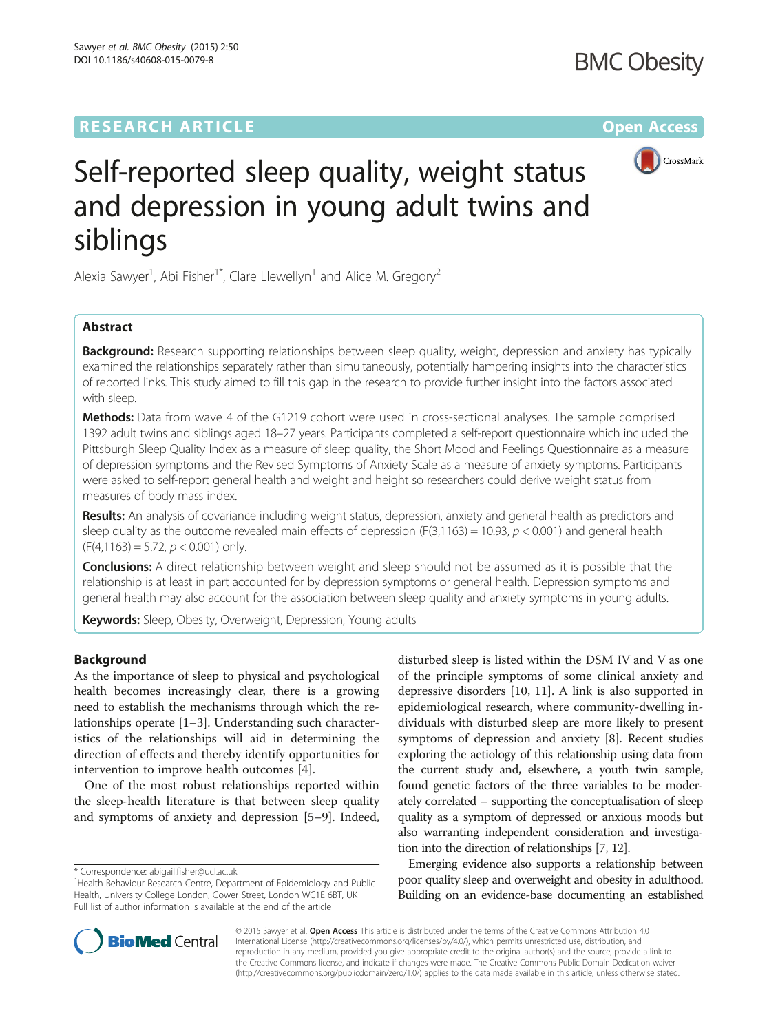RESEARCH ARTICLE

Open Access

# Self-reported sleep quality, weight status and depression in young adult twins and siblings

Alexia Sawyer[1], Abi Fisher[1*], Clare Llewellyn[1] and Alice M. Gregory[2]

## Abstract

**Background:** Research supporting relationships between sleep quality, weight, depression and anxiety has typically examined the relationships separately rather than simultaneously, potentially hampering insights into the characteristics of reported links. This study aimed to fill this gap in the research to provide further insight into the factors associated with sleep.

**Methods:** Data from wave 4 of the G1219 cohort were used in cross-sectional analyses. The sample comprised 1392 adult twins and siblings aged 18–27 years. Participants completed a self-report questionnaire which included the Pittsburgh Sleep Quality Index as a measure of sleep quality, the Short Mood and Feelings Questionnaire as a measure of depression symptoms and the Revised Symptoms of Anxiety Scale as a measure of anxiety symptoms. Participants were asked to self-report general health and weight and height so researchers could derive weight status from measures of body mass index.

**Results:** An analysis of covariance including weight status, depression, anxiety and general health as predictors and sleep quality as the outcome revealed main effects of depression ($F(3,1163) = 10.93$, $p < 0.001$) and general health ($F(4,1163) = 5.72$, $p < 0.001$) only.

**Conclusions:** A direct relationship between weight and sleep should not be assumed as it is possible that the relationship is at least in part accounted for by depression symptoms or general health. Depression symptoms and general health may also account for the association between sleep quality and anxiety symptoms in young adults.

**Keywords:** Sleep, Obesity, Overweight, Depression, Young adults

## Background

As the importance of sleep to physical and psychological health becomes increasingly clear, there is a growing need to establish the mechanisms through which the relationships operate [1–3]. Understanding such characteristics of the relationships will aid in determining the direction of effects and thereby identify opportunities for intervention to improve health outcomes [4].

One of the most robust relationships reported within the sleep-health literature is that between sleep quality and symptoms of anxiety and depression [5–9]. Indeed, disturbed sleep is listed within the DSM IV and V as one of the principle symptoms of some clinical anxiety and depressive disorders [10, 11]. A link is also supported in epidemiological research, where community-dwelling individuals with disturbed sleep are more likely to present symptoms of depression and anxiety [8]. Recent studies exploring the aetiology of this relationship using data from the current study and, elsewhere, a youth twin sample, found genetic factors of the three variables to be moderately correlated – supporting the conceptualisation of sleep quality as a symptom of depressed or anxious moods but also warranting independent consideration and investigation into the direction of relationships [7, 12].

Emerging evidence also supports a relationship between poor quality sleep and overweight and obesity in adulthood. Building on an evidence-base documenting an established

\* Correspondence: abigail.fisher@ucl.ac.uk

[1]Health Behaviour Research Centre, Department of Epidemiology and Public Health, University College London, Gower Street, London WC1E 6BT, UK

Full list of author information is available at the end of the article

© 2015 Sawyer et al. **Open Access** This article is distributed under the terms of the Creative Commons Attribution 4.0 International License (http://creativecommons.org/licenses/by/4.0/), which permits unrestricted use, distribution, and reproduction in any medium, provided you give appropriate credit to the original author(s) and the source, provide a link to the Creative Commons license, and indicate if changes were made. The Creative Commons Public Domain Dedication waiver (http://creativecommons.org/publicdomain/zero/1.0/) applies to the data made available in this article, unless otherwise stated.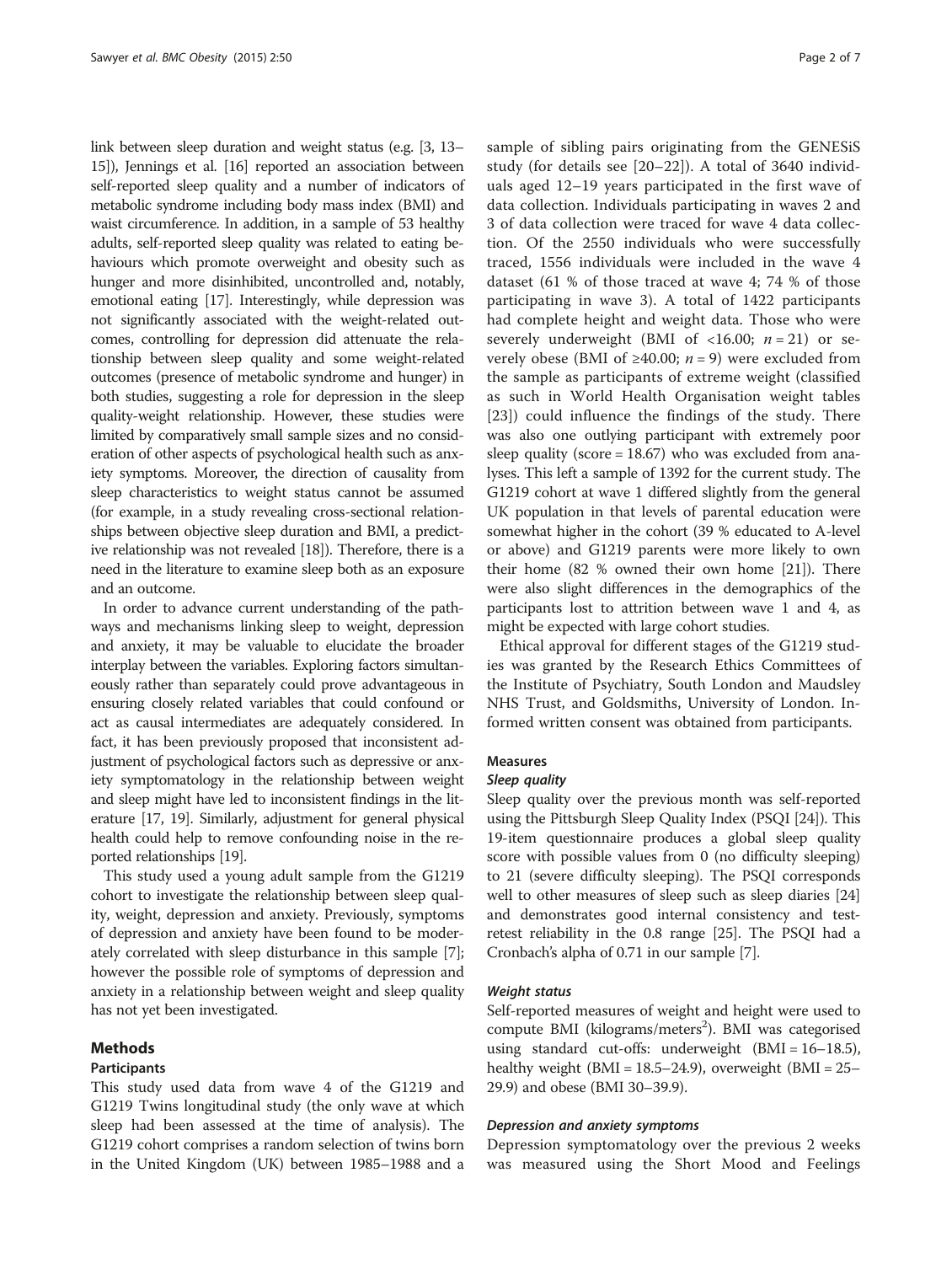link between sleep duration and weight status (e.g. [3, 13–15]), Jennings et al. [16] reported an association between self-reported sleep quality and a number of indicators of metabolic syndrome including body mass index (BMI) and waist circumference. In addition, in a sample of 53 healthy adults, self-reported sleep quality was related to eating behaviours which promote overweight and obesity such as hunger and more disinhibited, uncontrolled and, notably, emotional eating [17]. Interestingly, while depression was not significantly associated with the weight-related outcomes, controlling for depression did attenuate the relationship between sleep quality and some weight-related outcomes (presence of metabolic syndrome and hunger) in both studies, suggesting a role for depression in the sleep quality-weight relationship. However, these studies were limited by comparatively small sample sizes and no consideration of other aspects of psychological health such as anxiety symptoms. Moreover, the direction of causality from sleep characteristics to weight status cannot be assumed (for example, in a study revealing cross-sectional relationships between objective sleep duration and BMI, a predictive relationship was not revealed [18]). Therefore, there is a need in the literature to examine sleep both as an exposure and an outcome.

In order to advance current understanding of the pathways and mechanisms linking sleep to weight, depression and anxiety, it may be valuable to elucidate the broader interplay between the variables. Exploring factors simultaneously rather than separately could prove advantageous in ensuring closely related variables that could confound or act as causal intermediates are adequately considered. In fact, it has been previously proposed that inconsistent adjustment of psychological factors such as depressive or anxiety symptomatology in the relationship between weight and sleep might have led to inconsistent findings in the literature [17, 19]. Similarly, adjustment for general physical health could help to remove confounding noise in the reported relationships [19].

This study used a young adult sample from the G1219 cohort to investigate the relationship between sleep quality, weight, depression and anxiety. Previously, symptoms of depression and anxiety have been found to be moderately correlated with sleep disturbance in this sample [7]; however the possible role of symptoms of depression and anxiety in a relationship between weight and sleep quality has not yet been investigated.

## Methods

### Participants

This study used data from wave 4 of the G1219 and G1219 Twins longitudinal study (the only wave at which sleep had been assessed at the time of analysis). The G1219 cohort comprises a random selection of twins born in the United Kingdom (UK) between 1985–1988 and a sample of sibling pairs originating from the GENESiS study (for details see [20–22]). A total of 3640 individuals aged 12–19 years participated in the first wave of data collection. Individuals participating in waves 2 and 3 of data collection were traced for wave 4 data collection. Of the 2550 individuals who were successfully traced, 1556 individuals were included in the wave 4 dataset (61 % of those traced at wave 4; 74 % of those participating in wave 3). A total of 1422 participants had complete height and weight data. Those who were severely underweight (BMI of <16.00; $n = 21$) or severely obese (BMI of ≥40.00; $n = 9$) were excluded from the sample as participants of extreme weight (classified as such in World Health Organisation weight tables [23]) could influence the findings of the study. There was also one outlying participant with extremely poor sleep quality (score = 18.67) who was excluded from analyses. This left a sample of 1392 for the current study. The G1219 cohort at wave 1 differed slightly from the general UK population in that levels of parental education were somewhat higher in the cohort (39 % educated to A-level or above) and G1219 parents were more likely to own their home (82 % owned their own home [21]). There were also slight differences in the demographics of the participants lost to attrition between wave 1 and 4, as might be expected with large cohort studies.

Ethical approval for different stages of the G1219 studies was granted by the Research Ethics Committees of the Institute of Psychiatry, South London and Maudsley NHS Trust, and Goldsmiths, University of London. Informed written consent was obtained from participants.

### Measures

#### *Sleep quality*

Sleep quality over the previous month was self-reported using the Pittsburgh Sleep Quality Index (PSQI [24]). This 19-item questionnaire produces a global sleep quality score with possible values from 0 (no difficulty sleeping) to 21 (severe difficulty sleeping). The PSQI corresponds well to other measures of sleep such as sleep diaries [24] and demonstrates good internal consistency and test-retest reliability in the 0.8 range [25]. The PSQI had a Cronbach's alpha of 0.71 in our sample [7].

#### *Weight status*

Self-reported measures of weight and height were used to compute BMI (kilograms/meters$^2$). BMI was categorised using standard cut-offs: underweight (BMI = 16–18.5), healthy weight (BMI = 18.5–24.9), overweight (BMI = 25–29.9) and obese (BMI 30–39.9).

#### *Depression and anxiety symptoms*

Depression symptomatology over the previous 2 weeks was measured using the Short Mood and Feelings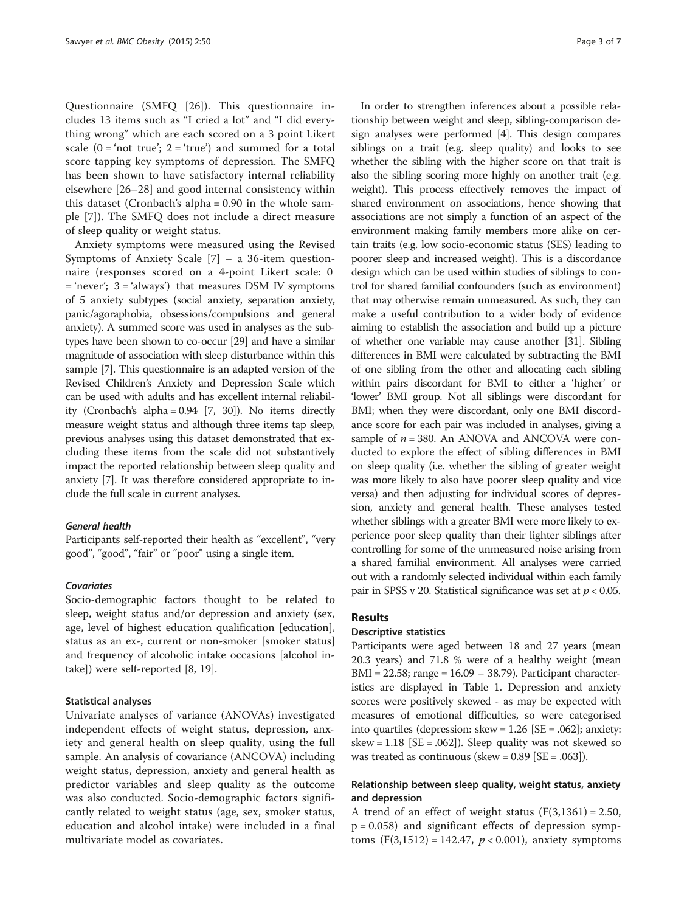Questionnaire (SMFQ [26]). This questionnaire includes 13 items such as "I cried a lot" and "I did everything wrong" which are each scored on a 3 point Likert scale (0 = 'not true'; 2 = 'true') and summed for a total score tapping key symptoms of depression. The SMFQ has been shown to have satisfactory internal reliability elsewhere [26–28] and good internal consistency within this dataset (Cronbach's alpha = 0.90 in the whole sample [7]). The SMFQ does not include a direct measure of sleep quality or weight status.

Anxiety symptoms were measured using the Revised Symptoms of Anxiety Scale [7] – a 36-item questionnaire (responses scored on a 4-point Likert scale: 0 = 'never'; 3 = 'always') that measures DSM IV symptoms of 5 anxiety subtypes (social anxiety, separation anxiety, panic/agoraphobia, obsessions/compulsions and general anxiety). A summed score was used in analyses as the subtypes have been shown to co-occur [29] and have a similar magnitude of association with sleep disturbance within this sample [7]. This questionnaire is an adapted version of the Revised Children's Anxiety and Depression Scale which can be used with adults and has excellent internal reliability (Cronbach's alpha = 0.94 [7, 30]). No items directly measure weight status and although three items tap sleep, previous analyses using this dataset demonstrated that excluding these items from the scale did not substantively impact the reported relationship between sleep quality and anxiety [7]. It was therefore considered appropriate to include the full scale in current analyses.

#### *General health*

Participants self-reported their health as "excellent", "very good", "good", "fair" or "poor" using a single item.

#### *Covariates*

Socio-demographic factors thought to be related to sleep, weight status and/or depression and anxiety (sex, age, level of highest education qualification [education], status as an ex-, current or non-smoker [smoker status] and frequency of alcoholic intake occasions [alcohol intake]) were self-reported [8, 19].

### Statistical analyses

Univariate analyses of variance (ANOVAs) investigated independent effects of weight status, depression, anxiety and general health on sleep quality, using the full sample. An analysis of covariance (ANCOVA) including weight status, depression, anxiety and general health as predictor variables and sleep quality as the outcome was also conducted. Socio-demographic factors significantly related to weight status (age, sex, smoker status, education and alcohol intake) were included in a final multivariate model as covariates.

In order to strengthen inferences about a possible relationship between weight and sleep, sibling-comparison design analyses were performed [4]. This design compares siblings on a trait (e.g. sleep quality) and looks to see whether the sibling with the higher score on that trait is also the sibling scoring more highly on another trait (e.g. weight). This process effectively removes the impact of shared environment on associations, hence showing that associations are not simply a function of an aspect of the environment making family members more alike on certain traits (e.g. low socio-economic status (SES) leading to poorer sleep and increased weight). This is a discordance design which can be used within studies of siblings to control for shared familial confounders (such as environment) that may otherwise remain unmeasured. As such, they can make a useful contribution to a wider body of evidence aiming to establish the association and build up a picture of whether one variable may cause another [31]. Sibling differences in BMI were calculated by subtracting the BMI of one sibling from the other and allocating each sibling within pairs discordant for BMI to either a 'higher' or 'lower' BMI group. Not all siblings were discordant for BMI; when they were discordant, only one BMI discordance score for each pair was included in analyses, giving a sample of $n = 380$. An ANOVA and ANCOVA were conducted to explore the effect of sibling differences in BMI on sleep quality (i.e. whether the sibling of greater weight was more likely to also have poorer sleep quality and vice versa) and then adjusting for individual scores of depression, anxiety and general health. These analyses tested whether siblings with a greater BMI were more likely to experience poor sleep quality than their lighter siblings after controlling for some of the unmeasured noise arising from a shared familial environment. All analyses were carried out with a randomly selected individual within each family pair in SPSS v 20. Statistical significance was set at $p < 0.05$.

## Results

### Descriptive statistics

Participants were aged between 18 and 27 years (mean 20.3 years) and 71.8 % were of a healthy weight (mean BMI = 22.58; range = 16.09 – 38.79). Participant characteristics are displayed in Table 1. Depression and anxiety scores were positively skewed - as may be expected with measures of emotional difficulties, so were categorised into quartiles (depression: skew = 1.26 [SE = .062]; anxiety: skew = 1.18 [SE = .062]). Sleep quality was not skewed so was treated as continuous (skew = 0.89 [SE = .063]).

### Relationship between sleep quality, weight status, anxiety and depression

A trend of an effect of weight status ($F(3,1361) = 2.50$, $p = 0.058$) and significant effects of depression symptoms ($F(3,1512) = 142.47$, $p < 0.001$), anxiety symptoms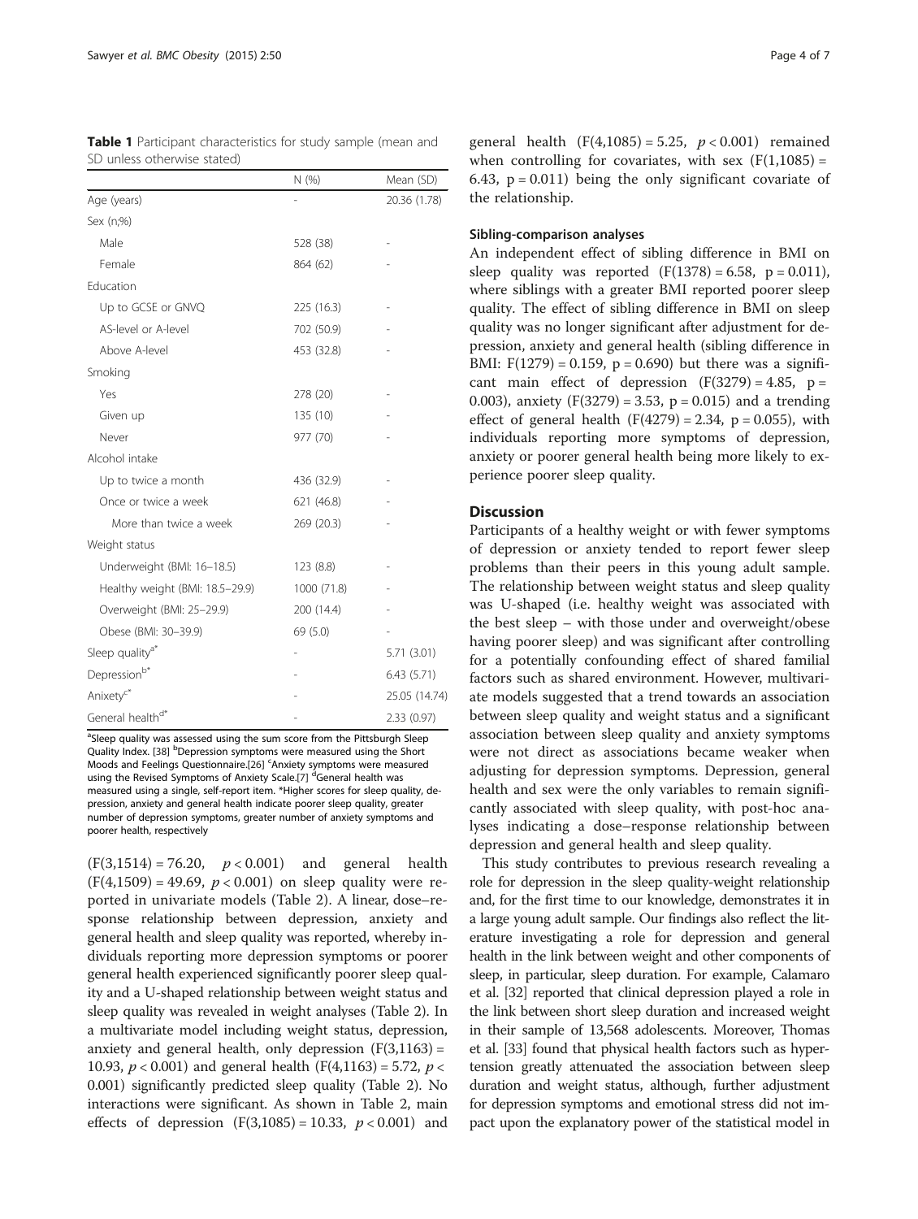**Table 1** Participant characteristics for study sample (mean and SD unless otherwise stated)

| | N (%) | Mean (SD) |
|---|---|---|
| Age (years) | - | 20.36 (1.78) |
| Sex (n;%) | | |
| Male | 528 (38) | - |
| Female | 864 (62) | - |
| Education | | |
| Up to GCSE or GNVQ | 225 (16.3) | - |
| AS-level or A-level | 702 (50.9) | - |
| Above A-level | 453 (32.8) | - |
| Smoking | | |
| Yes | 278 (20) | - |
| Given up | 135 (10) | - |
| Never | 977 (70) | - |
| Alcohol intake | | |
| Up to twice a month | 436 (32.9) | - |
| Once or twice a week | 621 (46.8) | - |
| More than twice a week | 269 (20.3) | - |
| Weight status | | |
| Underweight (BMI: 16–18.5) | 123 (8.8) | - |
| Healthy weight (BMI: 18.5–29.9) | 1000 (71.8) | - |
| Overweight (BMI: 25–29.9) | 200 (14.4) | - |
| Obese (BMI: 30–39.9) | 69 (5.0) | - |
| Sleep quality[a*] | - | 5.71 (3.01) |
| Depression[b*] | - | 6.43 (5.71) |
| Anixety[c*] | - | 25.05 (14.74) |
| General health[d*] | - | 2.33 (0.97) |

[a]Sleep quality was assessed using the sum score from the Pittsburgh Sleep Quality Index. [38] [b]Depression symptoms were measured using the Short Moods and Feelings Questionnaire.[26] [c]Anxiety symptoms were measured using the Revised Symptoms of Anxiety Scale.[7] [d]General health was measured using a single, self-report item. *Higher scores for sleep quality, depression, anxiety and general health indicate poorer sleep quality, greater number of depression symptoms, greater number of anxiety symptoms and poorer health, respectively

($F(3,1514) = 76.20$, $p < 0.001$) and general health ($F(4,1509) = 49.69$, $p < 0.001$) on sleep quality were reported in univariate models (Table 2). A linear, dose–response relationship between depression, anxiety and general health and sleep quality was reported, whereby individuals reporting more depression symptoms or poorer general health experienced significantly poorer sleep quality and a U-shaped relationship between weight status and sleep quality was revealed in weight analyses (Table 2). In a multivariate model including weight status, depression, anxiety and general health, only depression ($F(3,1163) = 10.93$, $p < 0.001$) and general health ($F(4,1163) = 5.72$, $p < 0.001$) significantly predicted sleep quality (Table 2). No interactions were significant. As shown in Table 2, main effects of depression ($F(3,1085) = 10.33$, $p < 0.001$) and general health ($F(4,1085) = 5.25$, $p < 0.001$) remained when controlling for covariates, with sex ($F(1,1085) = 6.43$, $p = 0.011$) being the only significant covariate of the relationship.

### Sibling-comparison analyses

An independent effect of sibling difference in BMI on sleep quality was reported ($F(1378) = 6.58$, $p = 0.011$), where siblings with a greater BMI reported poorer sleep quality. The effect of sibling difference in BMI on sleep quality was no longer significant after adjustment for depression, anxiety and general health (sibling difference in BMI: $F(1279) = 0.159$, $p = 0.690$) but there was a significant main effect of depression ($F(3279) = 4.85$, $p = 0.003$), anxiety ($F(3279) = 3.53$, $p = 0.015$) and a trending effect of general health ($F(4279) = 2.34$, $p = 0.055$), with individuals reporting more symptoms of depression, anxiety or poorer general health being more likely to experience poorer sleep quality.

## Discussion

Participants of a healthy weight or with fewer symptoms of depression or anxiety tended to report fewer sleep problems than their peers in this young adult sample. The relationship between weight status and sleep quality was U-shaped (i.e. healthy weight was associated with the best sleep – with those under and overweight/obese having poorer sleep) and was significant after controlling for a potentially confounding effect of shared familial factors such as shared environment. However, multivariate models suggested that a trend towards an association between sleep quality and weight status and a significant association between sleep quality and anxiety symptoms were not direct as associations became weaker when adjusting for depression symptoms. Depression, general health and sex were the only variables to remain significantly associated with sleep quality, with post-hoc analyses indicating a dose–response relationship between depression and general health and sleep quality.

This study contributes to previous research revealing a role for depression in the sleep quality-weight relationship and, for the first time to our knowledge, demonstrates it in a large young adult sample. Our findings also reflect the literature investigating a role for depression and general health in the link between weight and other components of sleep, in particular, sleep duration. For example, Calamaro et al. [32] reported that clinical depression played a role in the link between short sleep duration and increased weight in their sample of 13,568 adolescents. Moreover, Thomas et al. [33] found that physical health factors such as hypertension greatly attenuated the association between sleep duration and weight status, although, further adjustment for depression symptoms and emotional stress did not impact upon the explanatory power of the statistical model in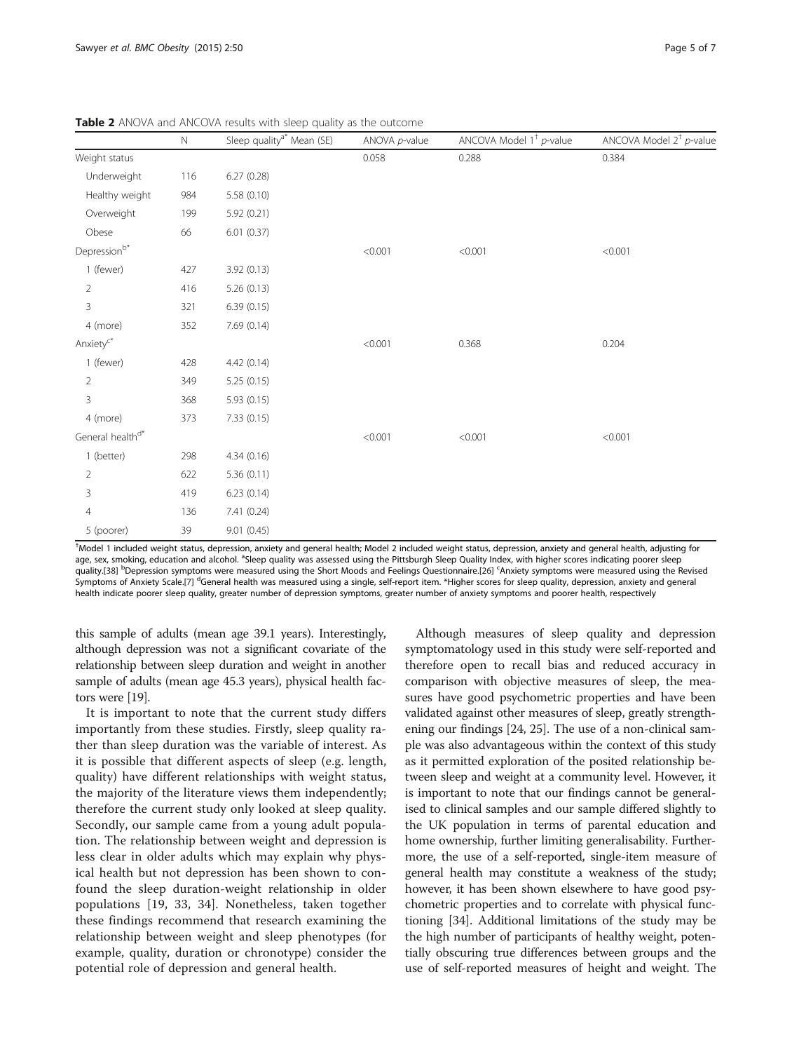**Table 2** ANOVA and ANCOVA results with sleep quality as the outcome

| | N | Sleep quality[a*] Mean (SE) | ANOVA *p*-value | ANCOVA Model 1[†] *p*-value | ANCOVA Model 2[†] *p*-value |
|---|---|---|---|---|---|
| Weight status | | | 0.058 | 0.288 | 0.384 |
| Underweight | 116 | 6.27 (0.28) | | | |
| Healthy weight | 984 | 5.58 (0.10) | | | |
| Overweight | 199 | 5.92 (0.21) | | | |
| Obese | 66 | 6.01 (0.37) | | | |
| Depression[b*] | | | <0.001 | <0.001 | <0.001 |
| 1 (fewer) | 427 | 3.92 (0.13) | | | |
| 2 | 416 | 5.26 (0.13) | | | |
| 3 | 321 | 6.39 (0.15) | | | |
| 4 (more) | 352 | 7.69 (0.14) | | | |
| Anxiety[c*] | | | <0.001 | 0.368 | 0.204 |
| 1 (fewer) | 428 | 4.42 (0.14) | | | |
| 2 | 349 | 5.25 (0.15) | | | |
| 3 | 368 | 5.93 (0.15) | | | |
| 4 (more) | 373 | 7.33 (0.15) | | | |
| General health[d*] | | | <0.001 | <0.001 | <0.001 |
| 1 (better) | 298 | 4.34 (0.16) | | | |
| 2 | 622 | 5.36 (0.11) | | | |
| 3 | 419 | 6.23 (0.14) | | | |
| 4 | 136 | 7.41 (0.24) | | | |
| 5 (poorer) | 39 | 9.01 (0.45) | | | |

[†]Model 1 included weight status, depression, anxiety and general health; Model 2 included weight status, depression, anxiety and general health, adjusting for age, sex, smoking, education and alcohol. [a]Sleep quality was assessed using the Pittsburgh Sleep Quality Index, with higher scores indicating poorer sleep quality.[38] [b]Depression symptoms were measured using the Short Moods and Feelings Questionnaire.[26] [c]Anxiety symptoms were measured using the Revised Symptoms of Anxiety Scale.[7] [d]General health was measured using a single, self-report item. *Higher scores for sleep quality, depression, anxiety and general health indicate poorer sleep quality, greater number of depression symptoms, greater number of anxiety symptoms and poorer health, respectively

this sample of adults (mean age 39.1 years). Interestingly, although depression was not a significant covariate of the relationship between sleep duration and weight in another sample of adults (mean age 45.3 years), physical health factors were [19].

It is important to note that the current study differs importantly from these studies. Firstly, sleep quality rather than sleep duration was the variable of interest. As it is possible that different aspects of sleep (e.g. length, quality) have different relationships with weight status, the majority of the literature views them independently; therefore the current study only looked at sleep quality. Secondly, our sample came from a young adult population. The relationship between weight and depression is less clear in older adults which may explain why physical health but not depression has been shown to confound the sleep duration-weight relationship in older populations [19, 33, 34]. Nonetheless, taken together these findings recommend that research examining the relationship between weight and sleep phenotypes (for example, quality, duration or chronotype) consider the potential role of depression and general health.

Although measures of sleep quality and depression symptomatology used in this study were self-reported and therefore open to recall bias and reduced accuracy in comparison with objective measures of sleep, the measures have good psychometric properties and have been validated against other measures of sleep, greatly strengthening our findings [24, 25]. The use of a non-clinical sample was also advantageous within the context of this study as it permitted exploration of the posited relationship between sleep and weight at a community level. However, it is important to note that our findings cannot be generalised to clinical samples and our sample differed slightly to the UK population in terms of parental education and home ownership, further limiting generalisability. Furthermore, the use of a self-reported, single-item measure of general health may constitute a weakness of the study; however, it has been shown elsewhere to have good psychometric properties and to correlate with physical functioning [34]. Additional limitations of the study may be the high number of participants of healthy weight, potentially obscuring true differences between groups and the use of self-reported measures of height and weight. The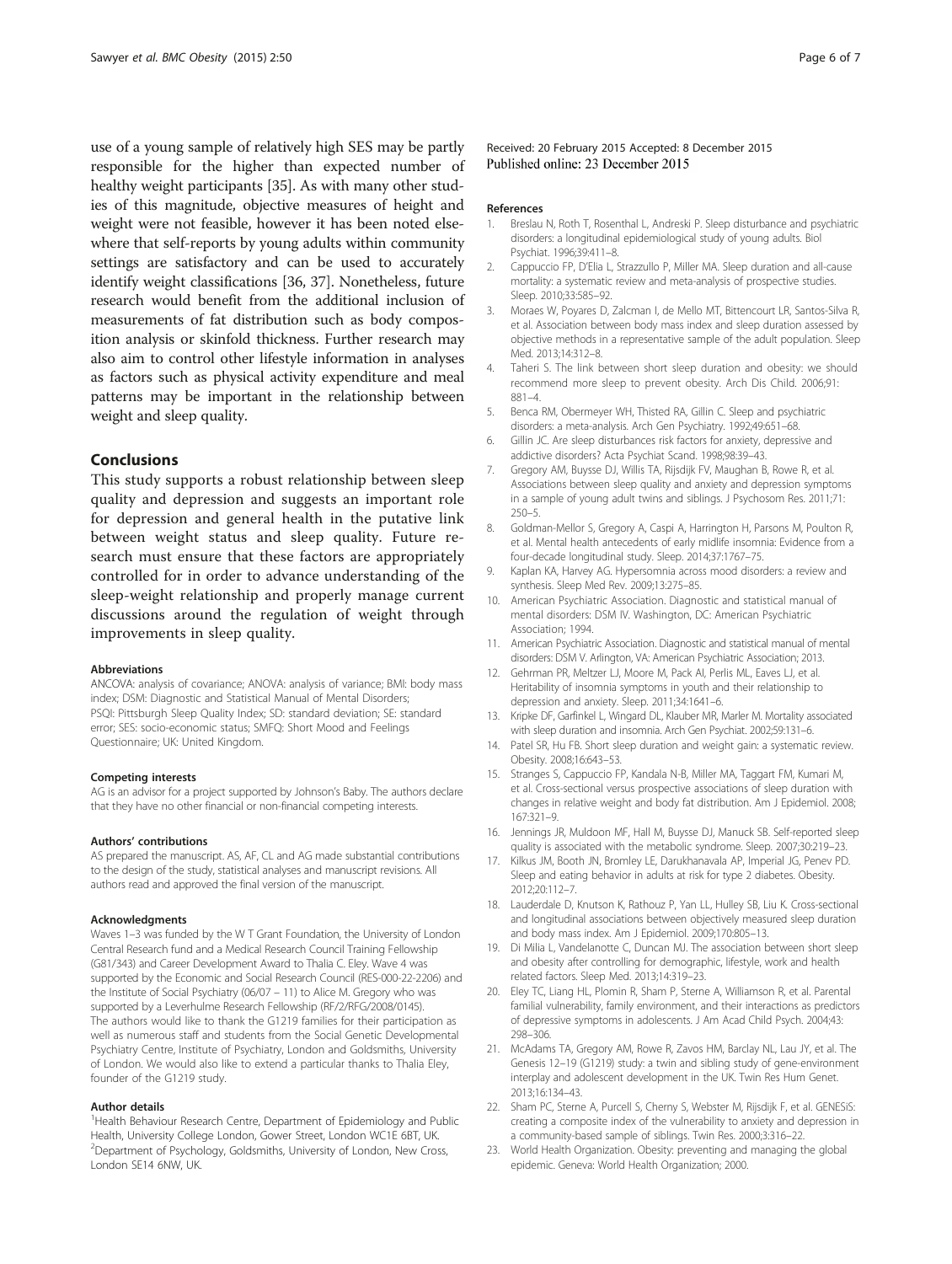use of a young sample of relatively high SES may be partly responsible for the higher than expected number of healthy weight participants [35]. As with many other studies of this magnitude, objective measures of height and weight were not feasible, however it has been noted elsewhere that self-reports by young adults within community settings are satisfactory and can be used to accurately identify weight classifications [36, 37]. Nonetheless, future research would benefit from the additional inclusion of measurements of fat distribution such as body composition analysis or skinfold thickness. Further research may also aim to control other lifestyle information in analyses as factors such as physical activity expenditure and meal patterns may be important in the relationship between weight and sleep quality.

## Conclusions

This study supports a robust relationship between sleep quality and depression and suggests an important role for depression and general health in the putative link between weight status and sleep quality. Future research must ensure that these factors are appropriately controlled for in order to advance understanding of the sleep-weight relationship and properly manage current discussions around the regulation of weight through improvements in sleep quality.

#### Abbreviations

ANCOVA: analysis of covariance; ANOVA: analysis of variance; BMI: body mass index; DSM: Diagnostic and Statistical Manual of Mental Disorders; PSQI: Pittsburgh Sleep Quality Index; SD: standard deviation; SE: standard error; SES: socio-economic status; SMFQ: Short Mood and Feelings Questionnaire; UK: United Kingdom.

#### Competing interests

AG is an advisor for a project supported by Johnson's Baby. The authors declare that they have no other financial or non-financial competing interests.

#### Authors' contributions

AS prepared the manuscript. AS, AF, CL and AG made substantial contributions to the design of the study, statistical analyses and manuscript revisions. All authors read and approved the final version of the manuscript.

#### Acknowledgments

Waves 1–3 was funded by the W T Grant Foundation, the University of London Central Research fund and a Medical Research Council Training Fellowship (G81/343) and Career Development Award to Thalia C. Eley. Wave 4 was supported by the Economic and Social Research Council (RES-000-22-2206) and the Institute of Social Psychiatry (06/07 – 11) to Alice M. Gregory who was supported by a Leverhulme Research Fellowship (RF/2/RFG/2008/0145). The authors would like to thank the G1219 families for their participation as well as numerous staff and students from the Social Genetic Developmental Psychiatry Centre, Institute of Psychiatry, London and Goldsmiths, University of London. We would also like to extend a particular thanks to Thalia Eley, founder of the G1219 study.

#### Author details

[1]Health Behaviour Research Centre, Department of Epidemiology and Public Health, University College London, Gower Street, London WC1E 6BT, UK. [2]Department of Psychology, Goldsmiths, University of London, New Cross, London SE14 6NW, UK.

Received: 20 February 2015 Accepted: 8 December 2015
Published online: 23 December 2015

#### References

1. Breslau N, Roth T, Rosenthal L, Andreski P. Sleep disturbance and psychiatric disorders: a longitudinal epidemiological study of young adults. Biol Psychiat. 1996;39:411–8.
2. Cappuccio FP, D'Elia L, Strazzullo P, Miller MA. Sleep duration and all-cause mortality: a systematic review and meta-analysis of prospective studies. Sleep. 2010;33:585–92.
3. Moraes W, Poyares D, Zalcman I, de Mello MT, Bittencourt LR, Santos-Silva R, et al. Association between body mass index and sleep duration assessed by objective methods in a representative sample of the adult population. Sleep Med. 2013;14:312–8.
4. Taheri S. The link between short sleep duration and obesity: we should recommend more sleep to prevent obesity. Arch Dis Child. 2006;91: 881–4.
5. Benca RM, Obermeyer WH, Thisted RA, Gillin C. Sleep and psychiatric disorders: a meta-analysis. Arch Gen Psychiatry. 1992;49:651–68.
6. Gillin JC. Are sleep disturbances risk factors for anxiety, depressive and addictive disorders? Acta Psychiat Scand. 1998;98:39–43.
7. Gregory AM, Buysse DJ, Willis TA, Rijsdijk FV, Maughan B, Rowe R, et al. Associations between sleep quality and anxiety and depression symptoms in a sample of young adult twins and siblings. J Psychosom Res. 2011;71: 250–5.
8. Goldman-Mellor S, Gregory A, Caspi A, Harrington H, Parsons M, Poulton R, et al. Mental health antecedents of early midlife insomnia: Evidence from a four-decade longitudinal study. Sleep. 2014;37:1767–75.
9. Kaplan KA, Harvey AG. Hypersomnia across mood disorders: a review and synthesis. Sleep Med Rev. 2009;13:275–85.
10. American Psychiatric Association. Diagnostic and statistical manual of mental disorders: DSM IV. Washington, DC: American Psychiatric Association; 1994.
11. American Psychiatric Association. Diagnostic and statistical manual of mental disorders: DSM V. Arlington, VA: American Psychiatric Association; 2013.
12. Gehrman PR, Meltzer LJ, Moore M, Pack AI, Perlis ML, Eaves LJ, et al. Heritability of insomnia symptoms in youth and their relationship to depression and anxiety. Sleep. 2011;34:1641–6.
13. Kripke DF, Garfinkel L, Wingard DL, Klauber MR, Marler M. Mortality associated with sleep duration and insomnia. Arch Gen Psychiat. 2002;59:131–6.
14. Patel SR, Hu FB. Short sleep duration and weight gain: a systematic review. Obesity. 2008;16:643–53.
15. Stranges S, Cappuccio FP, Kandala N-B, Miller MA, Taggart FM, Kumari M, et al. Cross-sectional versus prospective associations of sleep duration with changes in relative weight and body fat distribution. Am J Epidemiol. 2008; 167:321–9.
16. Jennings JR, Muldoon MF, Hall M, Buysse DJ, Manuck SB. Self-reported sleep quality is associated with the metabolic syndrome. Sleep. 2007;30:219–23.
17. Kilkus JM, Booth JN, Bromley LE, Darukhanavala AP, Imperial JG, Penev PD. Sleep and eating behavior in adults at risk for type 2 diabetes. Obesity. 2012;20:112–7.
18. Lauderdale D, Knutson K, Rathouz P, Yan LL, Hulley SB, Liu K. Cross-sectional and longitudinal associations between objectively measured sleep duration and body mass index. Am J Epidemiol. 2009;170:805–13.
19. Di Milia L, Vandelanotte C, Duncan MJ. The association between short sleep and obesity after controlling for demographic, lifestyle, work and health related factors. Sleep Med. 2013;14:319–23.
20. Eley TC, Liang HL, Plomin R, Sham P, Sterne A, Williamson R, et al. Parental familial vulnerability, family environment, and their interactions as predictors of depressive symptoms in adolescents. J Am Acad Child Psych. 2004;43: 298–306.
21. McAdams TA, Gregory AM, Rowe R, Zavos HM, Barclay NL, Lau JY, et al. The Genesis 12–19 (G1219) study: a twin and sibling study of gene-environment interplay and adolescent development in the UK. Twin Res Hum Genet. 2013;16:134–43.
22. Sham PC, Sterne A, Purcell S, Cherny S, Webster M, Rijsdijk F, et al. GENESiS: creating a composite index of the vulnerability to anxiety and depression in a community-based sample of siblings. Twin Res. 2000;3:316–22.
23. World Health Organization. Obesity: preventing and managing the global epidemic. Geneva: World Health Organization; 2000.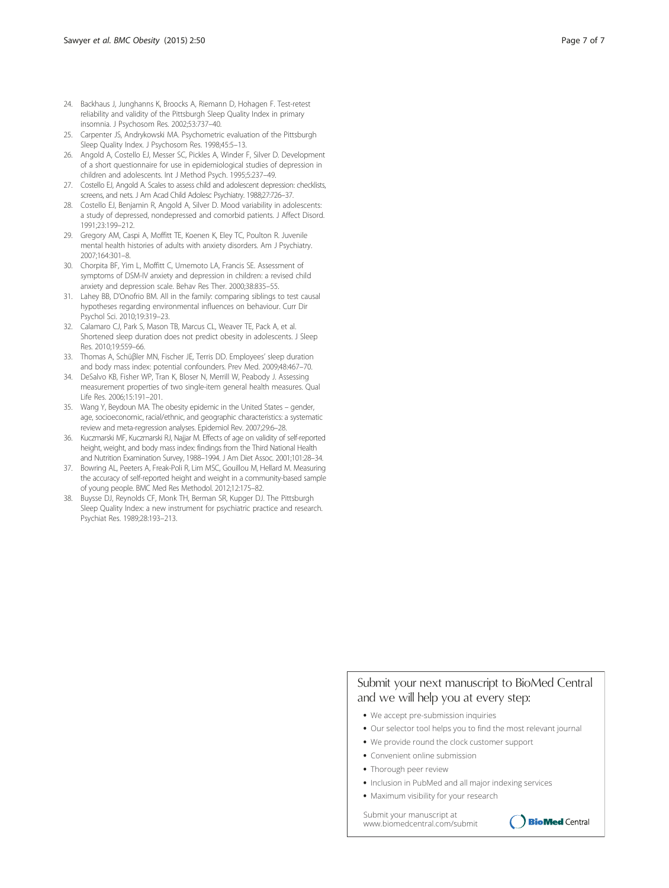24. Backhaus J, Junghanns K, Broocks A, Riemann D, Hohagen F. Test-retest reliability and validity of the Pittsburgh Sleep Quality Index in primary insomnia. J Psychosom Res. 2002;53:737–40.
25. Carpenter JS, Andrykowski MA. Psychometric evaluation of the Pittsburgh Sleep Quality Index. J Psychosom Res. 1998;45:5–13.
26. Angold A, Costello EJ, Messer SC, Pickles A, Winder F, Silver D. Development of a short questionnaire for use in epidemiological studies of depression in children and adolescents. Int J Method Psych. 1995;5:237–49.
27. Costello EJ, Angold A. Scales to assess child and adolescent depression: checklists, screens, and nets. J Am Acad Child Adolesc Psychiatry. 1988;27:726–37.
28. Costello EJ, Benjamin R, Angold A, Silver D. Mood variability in adolescents: a study of depressed, nondepressed and comorbid patients. J Affect Disord. 1991;23:199–212.
29. Gregory AM, Caspi A, Moffitt TE, Koenen K, Eley TC, Poulton R. Juvenile mental health histories of adults with anxiety disorders. Am J Psychiatry. 2007;164:301–8.
30. Chorpita BF, Yim L, Moffitt C, Umemoto LA, Francis SE. Assessment of symptoms of DSM-IV anxiety and depression in children: a revised child anxiety and depression scale. Behav Res Ther. 2000;38:835–55.
31. Lahey BB, D'Onofrio BM. All in the family: comparing siblings to test causal hypotheses regarding environmental influences on behaviour. Curr Dir Psychol Sci. 2010;19:319–23.
32. Calamaro CJ, Park S, Mason TB, Marcus CL, Weaver TE, Pack A, et al. Shortened sleep duration does not predict obesity in adolescents. J Sleep Res. 2010;19:559–66.
33. Thomas A, Schüβler MN, Fischer JE, Terris DD. Employees' sleep duration and body mass index: potential confounders. Prev Med. 2009;48:467–70.
34. DeSalvo KB, Fisher WP, Tran K, Bloser N, Merrill W, Peabody J. Assessing measurement properties of two single-item general health measures. Qual Life Res. 2006;15:191–201.
35. Wang Y, Beydoun MA. The obesity epidemic in the United States – gender, age, socioeconomic, racial/ethnic, and geographic characteristics: a systematic review and meta-regression analyses. Epidemiol Rev. 2007;29:6–28.
36. Kuczmarski MF, Kuczmarski RJ, Najjar M. Effects of age on validity of self-reported height, weight, and body mass index: findings from the Third National Health and Nutrition Examination Survey, 1988–1994. J Am Diet Assoc. 2001;101:28–34.
37. Bowring AL, Peeters A, Freak-Poli R, Lim MSC, Gouillou M, Hellard M. Measuring the accuracy of self-reported height and weight in a community-based sample of young people. BMC Med Res Methodol. 2012;12:175–82.
38. Buysse DJ, Reynolds CF, Monk TH, Berman SR, Kupger DJ. The Pittsburgh Sleep Quality Index: a new instrument for psychiatric practice and research. Psychiat Res. 1989;28:193–213.

Submit your next manuscript to BioMed Central and we will help you at every step:

- We accept pre-submission inquiries
- Our selector tool helps you to find the most relevant journal
- We provide round the clock customer support
- Convenient online submission
- Thorough peer review
- Inclusion in PubMed and all major indexing services
- Maximum visibility for your research

Submit your manuscript at www.biomedcentral.com/submit

BioMed Central